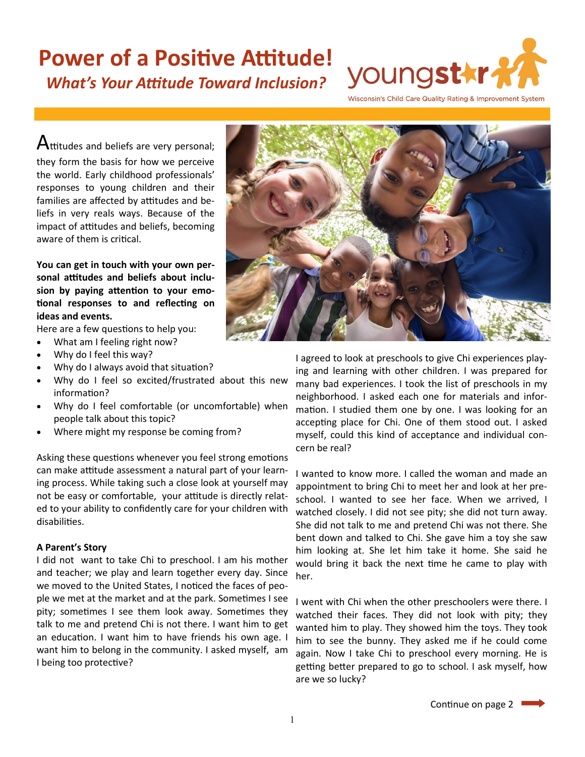# Power of a Positive Attitude!

## *What's Your Attitude Toward Inclusion?*

youngstar
Wisconsin's Child Care Quality Rating & Improvement System

Attitudes and beliefs are very personal; they form the basis for how we perceive the world. Early childhood professionals' responses to young children and their families are affected by attitudes and beliefs in very reals ways. Because of the impact of attitudes and beliefs, becoming aware of them is critical.

**You can get in touch with your own personal attitudes and beliefs about inclusion by paying attention to your emotional responses to and reflecting on ideas and events.**

Here are a few questions to help you:

- What am I feeling right now?
- Why do I feel this way?
- Why do I always avoid that situation?
- Why do I feel so excited/frustrated about this new information?
- Why do I feel comfortable (or uncomfortable) when people talk about this topic?
- Where might my response be coming from?

Asking these questions whenever you feel strong emotions can make attitude assessment a natural part of your learning process. While taking such a close look at yourself may not be easy or comfortable, your attitude is directly related to your ability to confidently care for your children with disabilities.

### A Parent's Story

I did not want to take Chi to preschool. I am his mother and teacher; we play and learn together every day. Since we moved to the United States, I noticed the faces of people we met at the market and at the park. Sometimes I see pity; sometimes I see them look away. Sometimes they talk to me and pretend Chi is not there. I want him to get an education. I want him to have friends his own age. I want him to belong in the community. I asked myself, am I being too protective?

I agreed to look at preschools to give Chi experiences playing and learning with other children. I was prepared for many bad experiences. I took the list of preschools in my neighborhood. I asked each one for materials and information. I studied them one by one. I was looking for an accepting place for Chi. One of them stood out. I asked myself, could this kind of acceptance and individual concern be real?

I wanted to know more. I called the woman and made an appointment to bring Chi to meet her and look at her preschool. I wanted to see her face. When we arrived, I watched closely. I did not see pity; she did not turn away. She did not talk to me and pretend Chi was not there. She bent down and talked to Chi. She gave him a toy she saw him looking at. She let him take it home. She said he would bring it back the next time he came to play with her.

I went with Chi when the other preschoolers were there. I watched their faces. They did not look with pity; they wanted him to play. They showed him the toys. They took him to see the bunny. They asked me if he could come again. Now I take Chi to preschool every morning. He is getting better prepared to go to school. I ask myself, how are we so lucky?

Continue on page 2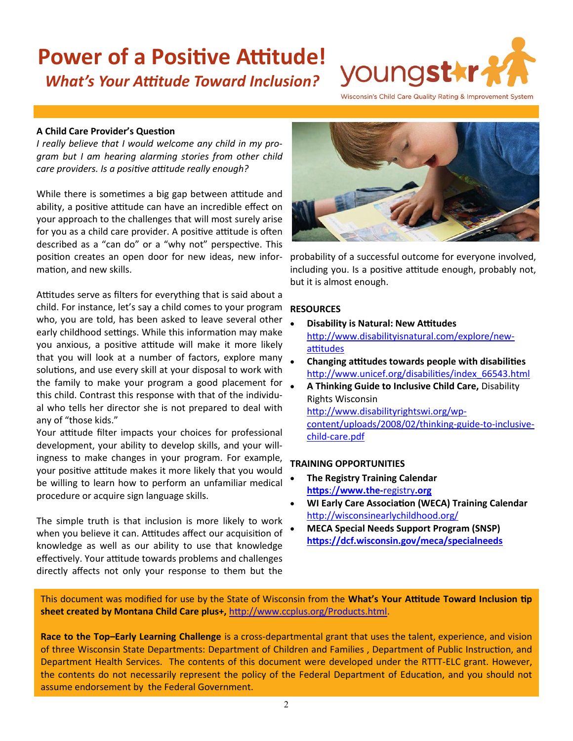# Power of a Positive Attitude!

## *What's Your Attitude Toward Inclusion?*

youngstar

Wisconsin's Child Care Quality Rating & Improvement System

**A Child Care Provider's Question**

*I really believe that I would welcome any child in my program but I am hearing alarming stories from other child care providers. Is a positive attitude really enough?*

While there is sometimes a big gap between attitude and ability, a positive attitude can have an incredible effect on your approach to the challenges that will most surely arise for you as a child care provider. A positive attitude is often described as a "can do" or a "why not" perspective. This position creates an open door for new ideas, new information, and new skills.

Attitudes serve as filters for everything that is said about a child. For instance, let's say a child comes to your program who, you are told, has been asked to leave several other early childhood settings. While this information may make you anxious, a positive attitude will make it more likely that you will look at a number of factors, explore many solutions, and use every skill at your disposal to work with the family to make your program a good placement for this child. Contrast this response with that of the individual who tells her director she is not prepared to deal with any of "those kids."

Your attitude filter impacts your choices for professional development, your ability to develop skills, and your willingness to make changes in your program. For example, your positive attitude makes it more likely that you would be willing to learn how to perform an unfamiliar medical procedure or acquire sign language skills.

The simple truth is that inclusion is more likely to work when you believe it can. Attitudes affect our acquisition of knowledge as well as our ability to use that knowledge effectively. Your attitude towards problems and challenges directly affects not only your response to them but the probability of a successful outcome for everyone involved, including you. Is a positive attitude enough, probably not, but it is almost enough.

**RESOURCES**

- **Disability is Natural: New Attitudes**
  http://www.disabilityisnatural.com/explore/new-attitudes
- **Changing attitudes towards people with disabilities**
  http://www.unicef.org/disabilities/index_66543.html
- **A Thinking Guide to Inclusive Child Care,** Disability Rights Wisconsin
  http://www.disabilityrightswi.org/wp-content/uploads/2008/02/thinking-guide-to-inclusive-child-care.pdf

**TRAINING OPPORTUNITIES**

- **The Registry Training Calendar**
  **https://www.the-registry.org**
- **WI Early Care Association (WECA) Training Calendar**
  http://wisconsinearlychildhood.org/
- **MECA Special Needs Support Program (SNSP)**
  **https://dcf.wisconsin.gov/meca/specialneeds**

This document was modified for use by the State of Wisconsin from the **What's Your Attitude Toward Inclusion tip sheet created by Montana Child Care plus+,** http://www.ccplus.org/Products.html.

**Race to the Top–Early Learning Challenge** is a cross-departmental grant that uses the talent, experience, and vision of three Wisconsin State Departments: Department of Children and Families , Department of Public Instruction, and Department Health Services. The contents of this document were developed under the RTTT-ELC grant. However, the contents do not necessarily represent the policy of the Federal Department of Education, and you should not assume endorsement by the Federal Government.